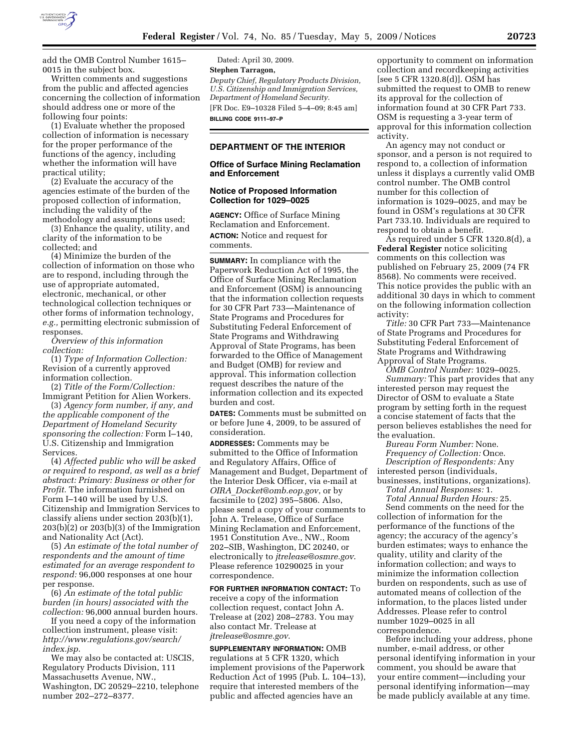add the OMB Control Number 1615–0015 in the subject box.

Written comments and suggestions from the public and affected agencies concerning the collection of information should address one or more of the following four points:

(1) Evaluate whether the proposed collection of information is necessary for the proper performance of the functions of the agency, including whether the information will have practical utility;

(2) Evaluate the accuracy of the agencies estimate of the burden of the proposed collection of information, including the validity of the methodology and assumptions used;

(3) Enhance the quality, utility, and clarity of the information to be collected; and

(4) Minimize the burden of the collection of information on those who are to respond, including through the use of appropriate automated, electronic, mechanical, or other technological collection techniques or other forms of information technology, *e.g.,* permitting electronic submission of responses.

*Overview of this information collection:*

(1) *Type of Information Collection:* Revision of a currently approved information collection.

(2) *Title of the Form/Collection:* Immigrant Petition for Alien Workers.

(3) *Agency form number, if any, and the applicable component of the Department of Homeland Security sponsoring the collection:* Form I–140, U.S. Citizenship and Immigration Services.

(4) *Affected public who will be asked or required to respond, as well as a brief abstract: Primary: Business or other for Profit.* The information furnished on Form I–140 will be used by U.S. Citizenship and Immigration Services to classify aliens under section 203(b)(1), 203(b)(2) or 203(b)(3) of the Immigration and Nationality Act (Act).

(5) *An estimate of the total number of respondents and the amount of time estimated for an average respondent to respond:* 96,000 responses at one hour per response.

(6) *An estimate of the total public burden (in hours) associated with the collection:* 96,000 annual burden hours.

If you need a copy of the information collection instrument, please visit: *http://www.regulations.gov/search/index.jsp.*

We may also be contacted at: USCIS, Regulatory Products Division, 111 Massachusetts Avenue, NW., Washington, DC 20529–2210, telephone number 202–272–8377.

Dated: April 30, 2009.

**Stephen Tarragon,**

*Deputy Chief, Regulatory Products Division, U.S. Citizenship and Immigration Services, Department of Homeland Security.*

[FR Doc. E9–10328 Filed 5–4–09; 8:45 am]

**BILLING CODE 9111–97–P**

## DEPARTMENT OF THE INTERIOR

### Office of Surface Mining Reclamation and Enforcement

### Notice of Proposed Information Collection for 1029–0025

**AGENCY:** Office of Surface Mining Reclamation and Enforcement.

**ACTION:** Notice and request for comments.

**SUMMARY:** In compliance with the Paperwork Reduction Act of 1995, the Office of Surface Mining Reclamation and Enforcement (OSM) is announcing that the information collection requests for 30 CFR Part 733—Maintenance of State Programs and Procedures for Substituting Federal Enforcement of State Programs and Withdrawing Approval of State Programs, has been forwarded to the Office of Management and Budget (OMB) for review and approval. This information collection request describes the nature of the information collection and its expected burden and cost.

**DATES:** Comments must be submitted on or before June 4, 2009, to be assured of consideration.

**ADDRESSES:** Comments may be submitted to the Office of Information and Regulatory Affairs, Office of Management and Budget, Department of the Interior Desk Officer, via e-mail at *OIRA_Docket@omb.eop.gov*, or by facsimile to (202) 395–5806. Also, please send a copy of your comments to John A. Trelease, Office of Surface Mining Reclamation and Enforcement, 1951 Constitution Ave., NW., Room 202–SIB, Washington, DC 20240, or electronically to *jtrelease@osmre.gov*. Please reference 10290025 in your correspondence.

**FOR FURTHER INFORMATION CONTACT:** To receive a copy of the information collection request, contact John A. Trelease at (202) 208–2783. You may also contact Mr. Trelease at *jtrelease@osmre.gov*.

**SUPPLEMENTARY INFORMATION:** OMB regulations at 5 CFR 1320, which implement provisions of the Paperwork Reduction Act of 1995 (Pub. L. 104–13), require that interested members of the public and affected agencies have an opportunity to comment on information collection and recordkeeping activities [see 5 CFR 1320.8(d)]. OSM has submitted the request to OMB to renew its approval for the collection of information found at 30 CFR Part 733. OSM is requesting a 3-year term of approval for this information collection activity.

An agency may not conduct or sponsor, and a person is not required to respond to, a collection of information unless it displays a currently valid OMB control number. The OMB control number for this collection of information is 1029–0025, and may be found in OSM's regulations at 30 CFR Part 733.10. Individuals are required to respond to obtain a benefit.

As required under 5 CFR 1320.8(d), a **Federal Register** notice soliciting comments on this collection was published on February 25, 2009 (74 FR 8568). No comments were received. This notice provides the public with an additional 30 days in which to comment on the following information collection activity:

*Title:* 30 CFR Part 733—Maintenance of State Programs and Procedures for Substituting Federal Enforcement of State Programs and Withdrawing Approval of State Programs.

*OMB Control Number:* 1029–0025.

*Summary:* This part provides that any interested person may request the Director of OSM to evaluate a State program by setting forth in the request a concise statement of facts that the person believes establishes the need for the evaluation.

*Bureau Form Number:* None.

*Frequency of Collection:* Once.

*Description of Respondents:* Any interested person (individuals, businesses, institutions, organizations).

*Total Annual Responses:* 1.

*Total Annual Burden Hours:* 25.

Send comments on the need for the collection of information for the performance of the functions of the agency; the accuracy of the agency's burden estimates; ways to enhance the quality, utility and clarity of the information collection; and ways to minimize the information collection burden on respondents, such as use of automated means of collection of the information, to the places listed under Addresses. Please refer to control number 1029–0025 in all correspondence.

Before including your address, phone number, e-mail address, or other personal identifying information in your comment, you should be aware that your entire comment—including your personal identifying information—may be made publicly available at any time.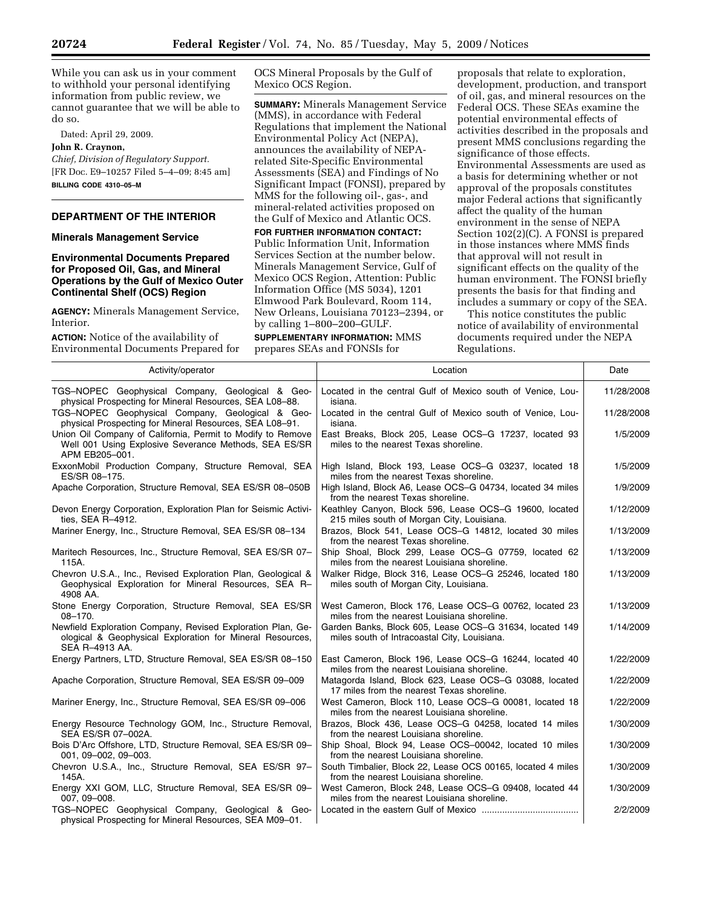While you can ask us in your comment to withhold your personal identifying information from public review, we cannot guarantee that we will be able to do so.

Dated: April 29, 2009.

**John R. Craynon,**

*Chief, Division of Regulatory Support.*

[FR Doc. E9–10257 Filed 5–4–09; 8:45 am]

**BILLING CODE 4310–05–M**

## DEPARTMENT OF THE INTERIOR

### Minerals Management Service

### Environmental Documents Prepared for Proposed Oil, Gas, and Mineral Operations by the Gulf of Mexico Outer Continental Shelf (OCS) Region

**AGENCY:** Minerals Management Service, Interior.

**ACTION:** Notice of the availability of Environmental Documents Prepared for OCS Mineral Proposals by the Gulf of Mexico OCS Region.

**SUMMARY:** Minerals Management Service (MMS), in accordance with Federal Regulations that implement the National Environmental Policy Act (NEPA), announces the availability of NEPA-related Site-Specific Environmental Assessments (SEA) and Findings of No Significant Impact (FONSI), prepared by MMS for the following oil-, gas-, and mineral-related activities proposed on the Gulf of Mexico and Atlantic OCS.

**FOR FURTHER INFORMATION CONTACT:** Public Information Unit, Information Services Section at the number below. Minerals Management Service, Gulf of Mexico OCS Region, Attention: Public Information Office (MS 5034), 1201 Elmwood Park Boulevard, Room 114, New Orleans, Louisiana 70123–2394, or by calling 1–800–200–GULF.

**SUPPLEMENTARY INFORMATION:** MMS prepares SEAs and FONSIs for proposals that relate to exploration, development, production, and transport of oil, gas, and mineral resources on the Federal OCS. These SEAs examine the potential environmental effects of activities described in the proposals and present MMS conclusions regarding the significance of those effects. Environmental Assessments are used as a basis for determining whether or not approval of the proposals constitutes major Federal actions that significantly affect the quality of the human environment in the sense of NEPA Section 102(2)(C). A FONSI is prepared in those instances where MMS finds that approval will not result in significant effects on the quality of the human environment. The FONSI briefly presents the basis for that finding and includes a summary or copy of the SEA.

This notice constitutes the public notice of availability of environmental documents required under the NEPA Regulations.

| Activity/operator | Location | Date |
|---|---|---|
| TGS–NOPEC Geophysical Company, Geological & Geophysical Prospecting for Mineral Resources, SEA L08–88. | Located in the central Gulf of Mexico south of Venice, Louisiana. | 11/28/2008 |
| TGS–NOPEC Geophysical Company, Geological & Geophysical Prospecting for Mineral Resources, SEA L08–91. | Located in the central Gulf of Mexico south of Venice, Louisiana. | 11/28/2008 |
| Union Oil Company of California, Permit to Modify to Remove Well 001 Using Explosive Severance Methods, SEA ES/SR APM EB205–001. | East Breaks, Block 205, Lease OCS–G 17237, located 93 miles to the nearest Texas shoreline. | 1/5/2009 |
| ExxonMobil Production Company, Structure Removal, SEA ES/SR 08–175. | High Island, Block 193, Lease OCS–G 03237, located 18 miles from the nearest Texas shoreline. | 1/5/2009 |
| Apache Corporation, Structure Removal, SEA ES/SR 08–050B | High Island, Block A6, Lease OCS–G 04734, located 34 miles from the nearest Texas shoreline. | 1/9/2009 |
| Devon Energy Corporation, Exploration Plan for Seismic Activities, SEA R–4912. | Keathley Canyon, Block 596, Lease OCS–G 19600, located 215 miles south of Morgan City, Louisiana. | 1/12/2009 |
| Mariner Energy, Inc., Structure Removal, SEA ES/SR 08–134 | Brazos, Block 541, Lease OCS–G 14812, located 30 miles from the nearest Texas shoreline. | 1/13/2009 |
| Maritech Resources, Inc., Structure Removal, SEA ES/SR 07–115A. | Ship Shoal, Block 299, Lease OCS–G 07759, located 62 miles from the nearest Louisiana shoreline. | 1/13/2009 |
| Chevron U.S.A., Inc., Revised Exploration Plan, Geological & Geophysical Exploration for Mineral Resources, SEA R–4908 AA. | Walker Ridge, Block 316, Lease OCS–G 25246, located 180 miles south of Morgan City, Louisiana. | 1/13/2009 |
| Stone Energy Corporation, Structure Removal, SEA ES/SR 08–170. | West Cameron, Block 176, Lease OCS–G 00762, located 23 miles from the nearest Louisiana shoreline. | 1/13/2009 |
| Newfield Exploration Company, Revised Exploration Plan, Geological & Geophysical Exploration for Mineral Resources, SEA R–4913 AA. | Garden Banks, Block 605, Lease OCS–G 31634, located 149 miles south of Intracoastal City, Louisiana. | 1/14/2009 |
| Energy Partners, LTD, Structure Removal, SEA ES/SR 08–150 | East Cameron, Block 196, Lease OCS–G 16244, located 40 miles from the nearest Louisiana shoreline. | 1/22/2009 |
| Apache Corporation, Structure Removal, SEA ES/SR 09–009 | Matagorda Island, Block 623, Lease OCS–G 03088, located 17 miles from the nearest Texas shoreline. | 1/22/2009 |
| Mariner Energy, Inc., Structure Removal, SEA ES/SR 09–006 | West Cameron, Block 110, Lease OCS–G 00081, located 18 miles from the nearest Louisiana shoreline. | 1/22/2009 |
| Energy Resource Technology GOM, Inc., Structure Removal, SEA ES/SR 07–002A. | Brazos, Block 436, Lease OCS–G 04258, located 14 miles from the nearest Louisiana shoreline. | 1/30/2009 |
| Bois D'Arc Offshore, LTD, Structure Removal, SEA ES/SR 09–001, 09–002, 09–003. | Ship Shoal, Block 94, Lease OCS–00042, located 10 miles from the nearest Louisiana shoreline. | 1/30/2009 |
| Chevron U.S.A., Inc., Structure Removal, SEA ES/SR 97–145A. | South Timbalier, Block 22, Lease OCS 00165, located 4 miles from the nearest Louisiana shoreline. | 1/30/2009 |
| Energy XXI GOM, LLC, Structure Removal, SEA ES/SR 09–007, 09–008. | West Cameron, Block 248, Lease OCS–G 09408, located 44 miles from the nearest Louisiana shoreline. | 1/30/2009 |
| TGS–NOPEC Geophysical Company, Geological & Geophysical Prospecting for Mineral Resources, SEA M09–01. | Located in the eastern Gulf of Mexico | 2/2/2009 |